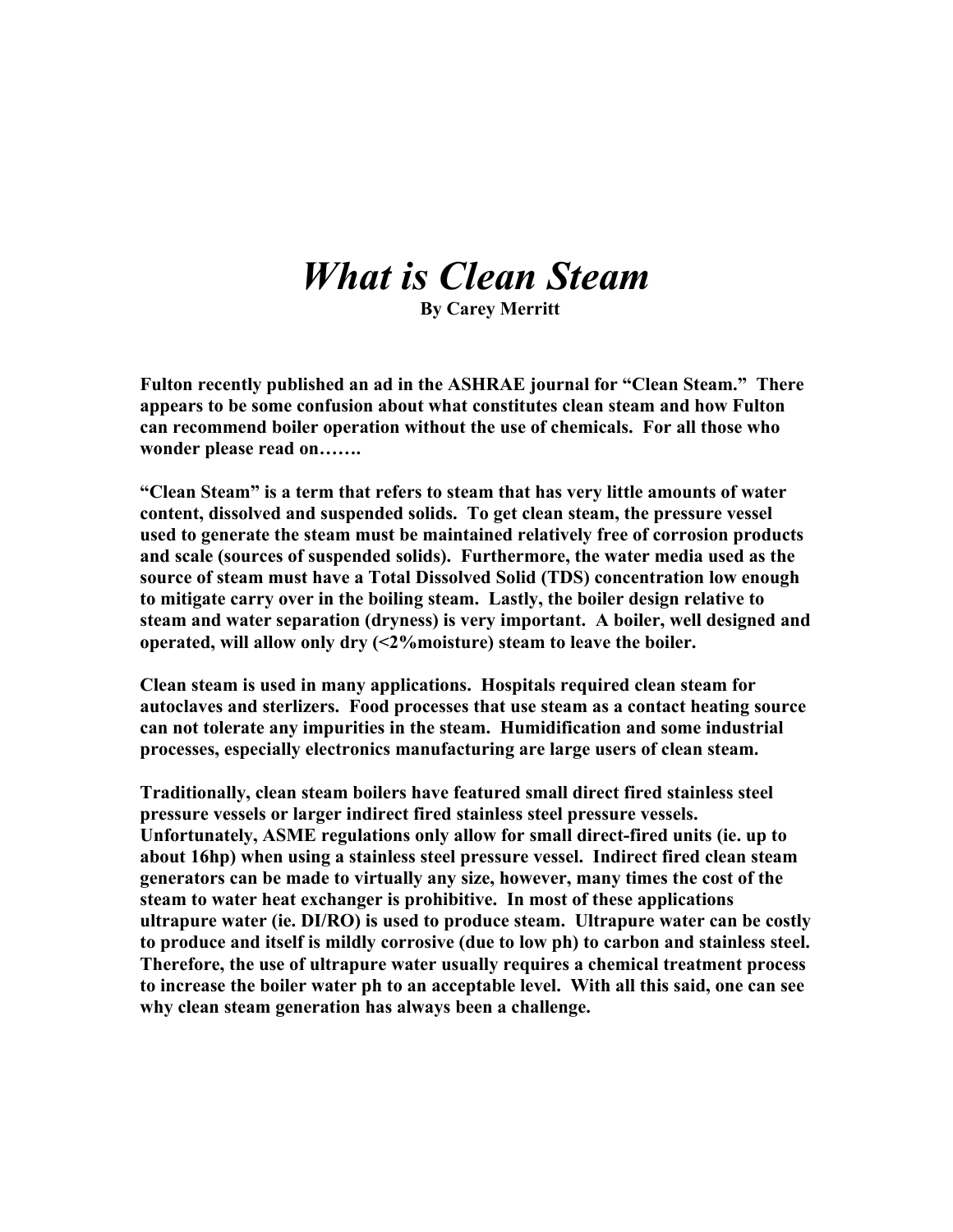# *What is Clean Steam*

**By Carey Merritt**

**Fulton recently published an ad in the ASHRAE journal for "Clean Steam." There appears to be some confusion about what constitutes clean steam and how Fulton can recommend boiler operation without the use of chemicals. For all those who wonder please read on…….**

**"Clean Steam" is a term that refers to steam that has very little amounts of water content, dissolved and suspended solids. To get clean steam, the pressure vessel used to generate the steam must be maintained relatively free of corrosion products and scale (sources of suspended solids). Furthermore, the water media used as the source of steam must have a Total Dissolved Solid (TDS) concentration low enough to mitigate carry over in the boiling steam. Lastly, the boiler design relative to steam and water separation (dryness) is very important. A boiler, well designed and operated, will allow only dry (<2%moisture) steam to leave the boiler.**

**Clean steam is used in many applications. Hospitals required clean steam for autoclaves and sterlizers. Food processes that use steam as a contact heating source can not tolerate any impurities in the steam. Humidification and some industrial processes, especially electronics manufacturing are large users of clean steam.**

**Traditionally, clean steam boilers have featured small direct fired stainless steel pressure vessels or larger indirect fired stainless steel pressure vessels. Unfortunately, ASME regulations only allow for small direct-fired units (ie. up to about 16hp) when using a stainless steel pressure vessel. Indirect fired clean steam generators can be made to virtually any size, however, many times the cost of the steam to water heat exchanger is prohibitive. In most of these applications ultrapure water (ie. DI/RO) is used to produce steam. Ultrapure water can be costly to produce and itself is mildly corrosive (due to low ph) to carbon and stainless steel. Therefore, the use of ultrapure water usually requires a chemical treatment process to increase the boiler water ph to an acceptable level. With all this said, one can see why clean steam generation has always been a challenge.**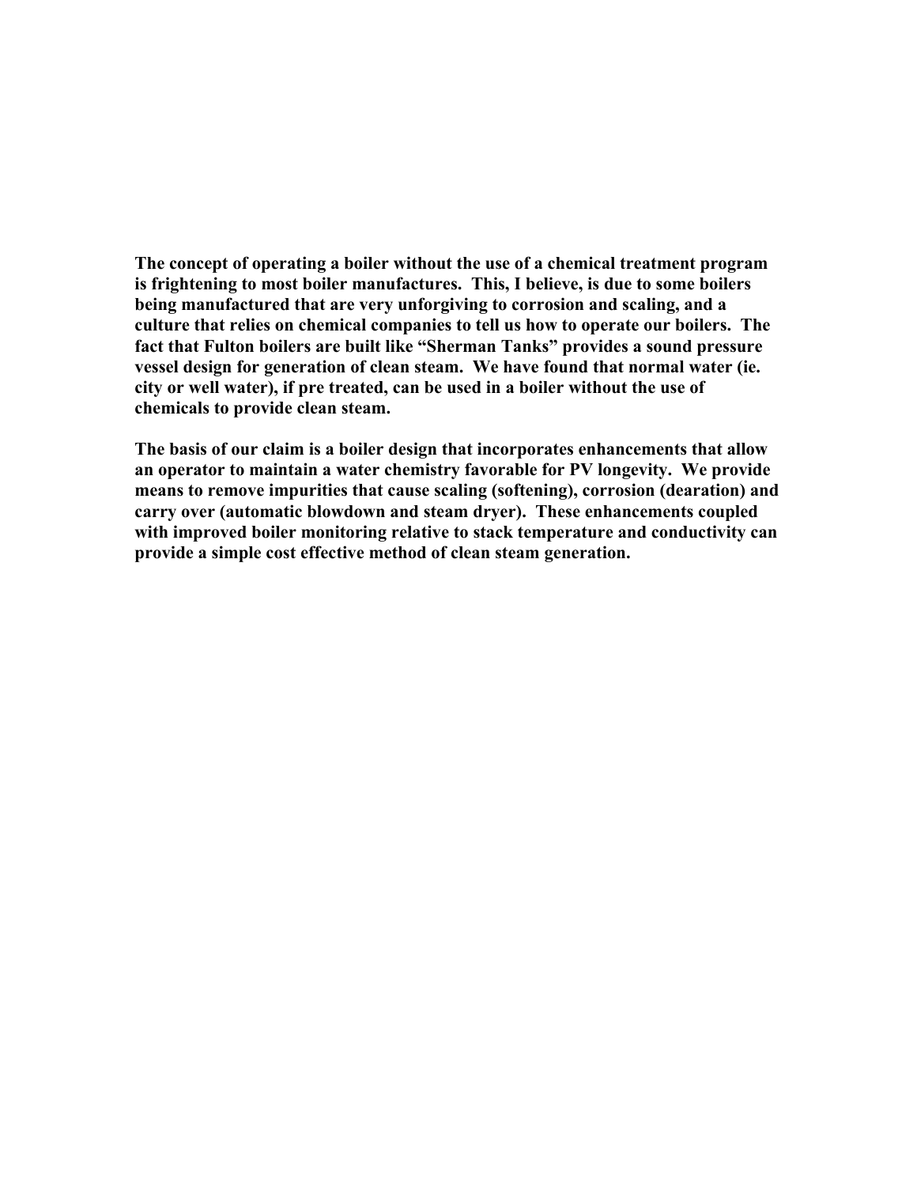**The concept of operating a boiler without the use of a chemical treatment program is frightening to most boiler manufactures. This, I believe, is due to some boilers being manufactured that are very unforgiving to corrosion and scaling, and a culture that relies on chemical companies to tell us how to operate our boilers. The fact that Fulton boilers are built like "Sherman Tanks" provides a sound pressure vessel design for generation of clean steam. We have found that normal water (ie. city or well water), if pre treated, can be used in a boiler without the use of chemicals to provide clean steam.**

**The basis of our claim is a boiler design that incorporates enhancements that allow an operator to maintain a water chemistry favorable for PV longevity. We provide means to remove impurities that cause scaling (softening), corrosion (dearation) and carry over (automatic blowdown and steam dryer). These enhancements coupled with improved boiler monitoring relative to stack temperature and conductivity can provide a simple cost effective method of clean steam generation.**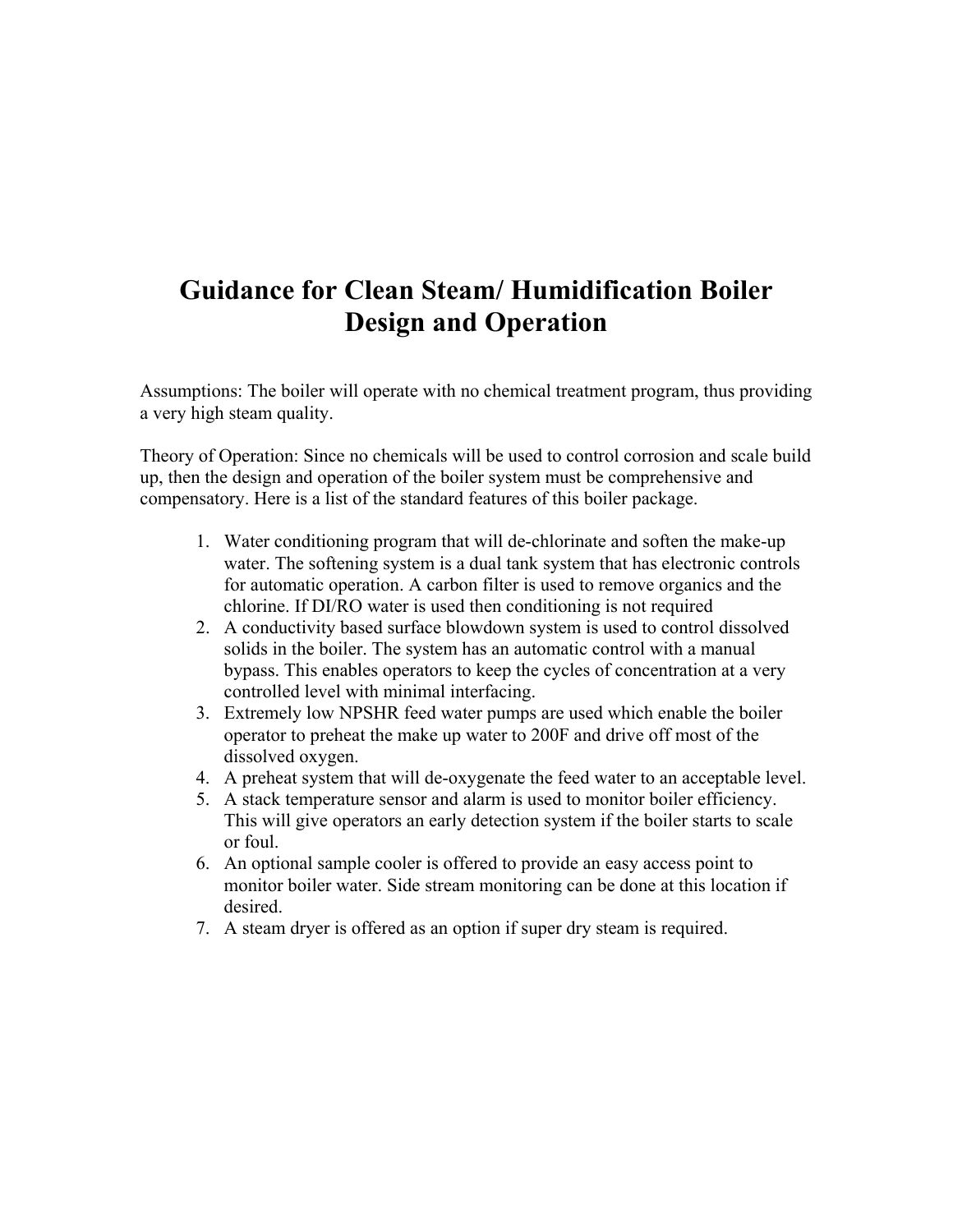# Guidance for Clean Steam/ Humidification Boiler Design and Operation

Assumptions: The boiler will operate with no chemical treatment program, thus providing a very high steam quality.

Theory of Operation: Since no chemicals will be used to control corrosion and scale build up, then the design and operation of the boiler system must be comprehensive and compensatory. Here is a list of the standard features of this boiler package.

1. Water conditioning program that will de-chlorinate and soften the make-up water. The softening system is a dual tank system that has electronic controls for automatic operation. A carbon filter is used to remove organics and the chlorine. If DI/RO water is used then conditioning is not required
2. A conductivity based surface blowdown system is used to control dissolved solids in the boiler. The system has an automatic control with a manual bypass. This enables operators to keep the cycles of concentration at a very controlled level with minimal interfacing.
3. Extremely low NPSHR feed water pumps are used which enable the boiler operator to preheat the make up water to 200F and drive off most of the dissolved oxygen.
4. A preheat system that will de-oxygenate the feed water to an acceptable level.
5. A stack temperature sensor and alarm is used to monitor boiler efficiency. This will give operators an early detection system if the boiler starts to scale or foul.
6. An optional sample cooler is offered to provide an easy access point to monitor boiler water. Side stream monitoring can be done at this location if desired.
7. A steam dryer is offered as an option if super dry steam is required.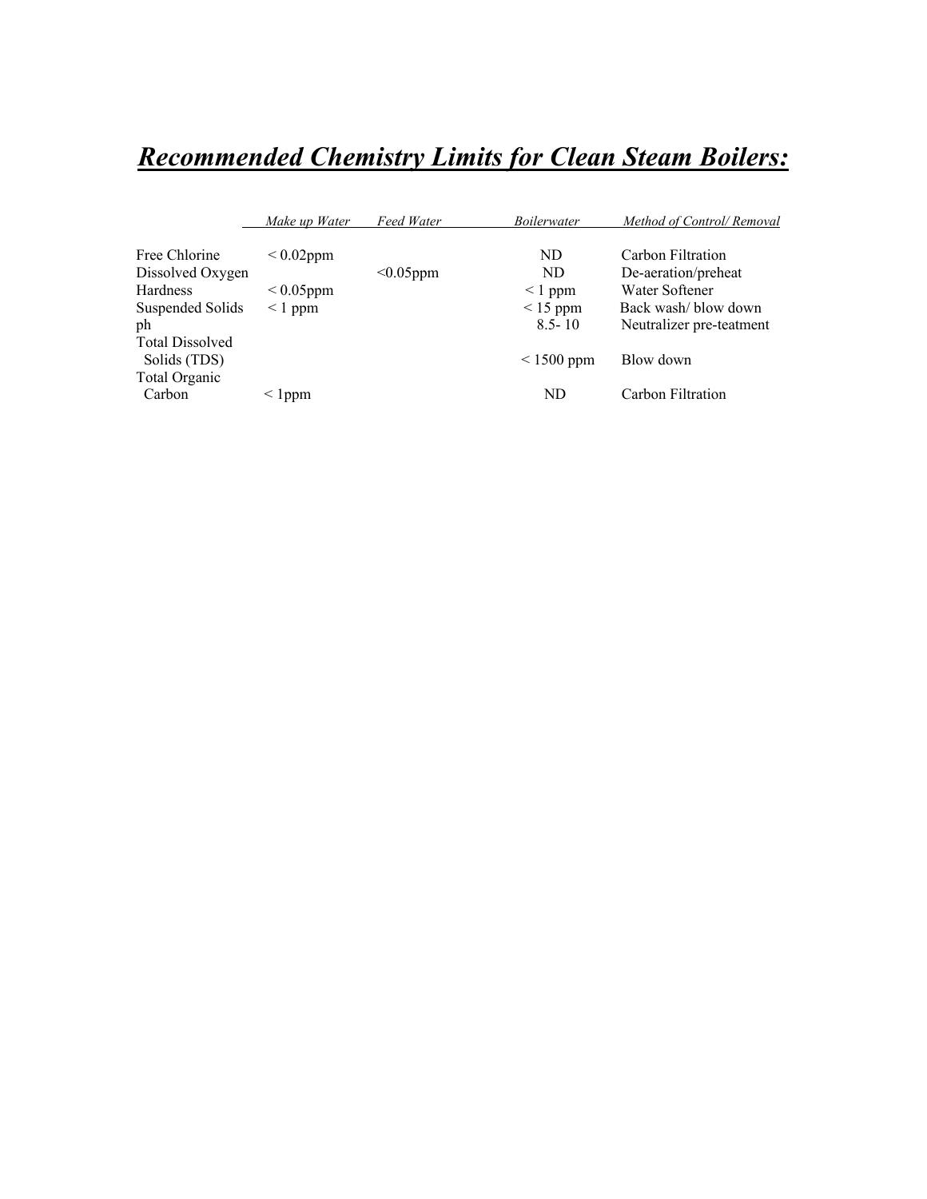# ***Recommended Chemistry Limits for Clean Steam Boilers:***

| | *Make up Water* | *Feed Water* | *Boilerwater* | *Method of Control/ Removal* |
|---|---|---|---|---|
| Free Chlorine | < 0.02ppm | | ND | Carbon Filtration |
| Dissolved Oxygen | | <0.05ppm | ND | De-aeration/preheat |
| Hardness | < 0.05ppm | | < 1 ppm | Water Softener |
| Suspended Solids | < 1 ppm | | < 15 ppm | Back wash/ blow down |
| ph | | | 8.5- 10 | Neutralizer pre-teatment |
| Total Dissolved Solids (TDS) | | | < 1500 ppm | Blow down |
| Total Organic Carbon | < 1ppm | | ND | Carbon Filtration |